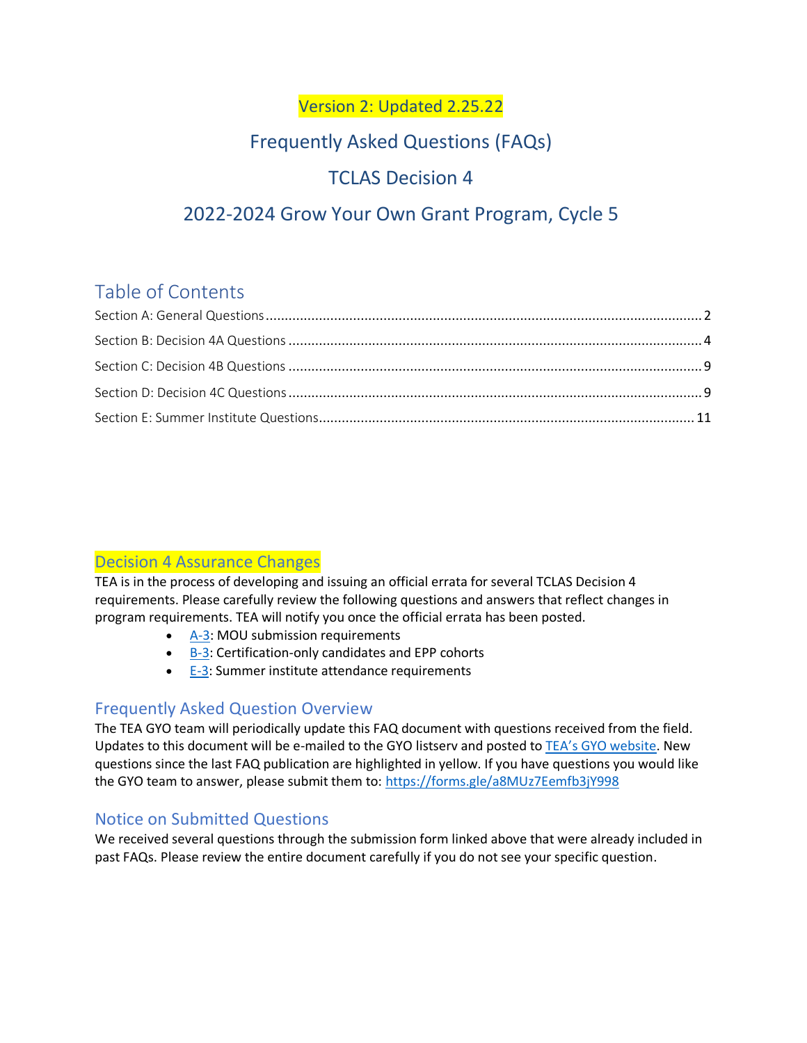Version 2: Updated 2.25.22

# Frequently Asked Questions (FAQs)

# TCLAS Decision 4

# 2022-2024 Grow Your Own Grant Program, Cycle 5

## Table of Contents

Section A: General Questions ........................................ 2

Section B: Decision 4A Questions ........................................ 4

Section C: Decision 4B Questions ........................................ 9

Section D: Decision 4C Questions ........................................ 9

Section E: Summer Institute Questions ........................................ 11

## Decision 4 Assurance Changes

TEA is in the process of developing and issuing an official errata for several TCLAS Decision 4 requirements. Please carefully review the following questions and answers that reflect changes in program requirements. TEA will notify you once the official errata has been posted.

- A-3: MOU submission requirements
- B-3: Certification-only candidates and EPP cohorts
- E-3: Summer institute attendance requirements

## Frequently Asked Question Overview

The TEA GYO team will periodically update this FAQ document with questions received from the field. Updates to this document will be e-mailed to the GYO listserv and posted to TEA's GYO website. New questions since the last FAQ publication are highlighted in yellow. If you have questions you would like the GYO team to answer, please submit them to: https://forms.gle/a8MUz7Eemfb3jY998

## Notice on Submitted Questions

We received several questions through the submission form linked above that were already included in past FAQs. Please review the entire document carefully if you do not see your specific question.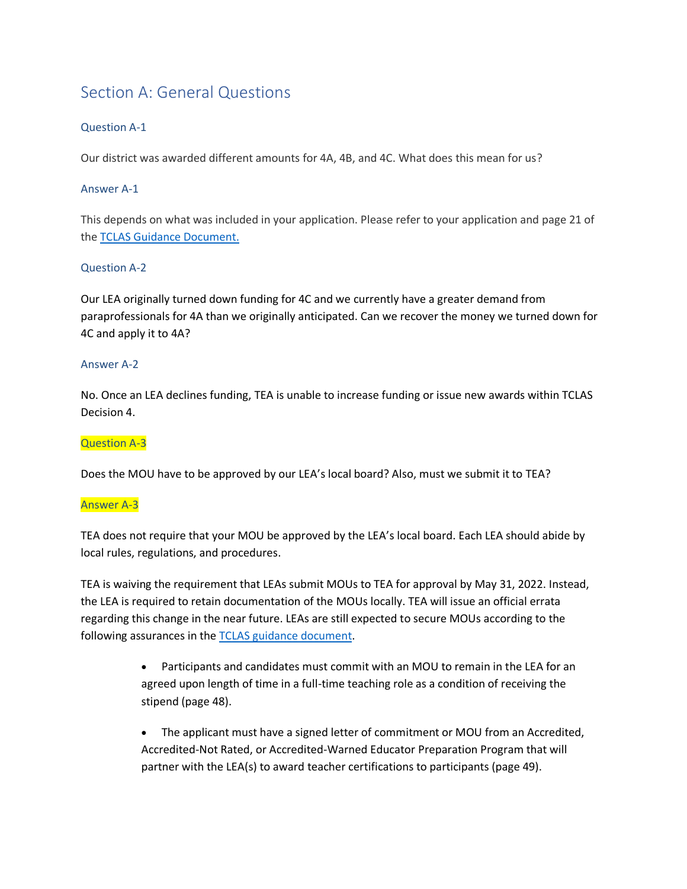## Section A: General Questions

### Question A-1

Our district was awarded different amounts for 4A, 4B, and 4C. What does this mean for us?

### Answer A-1

This depends on what was included in your application. Please refer to your application and page 21 of the TCLAS Guidance Document.

### Question A-2

Our LEA originally turned down funding for 4C and we currently have a greater demand from paraprofessionals for 4A than we originally anticipated. Can we recover the money we turned down for 4C and apply it to 4A?

### Answer A-2

No. Once an LEA declines funding, TEA is unable to increase funding or issue new awards within TCLAS Decision 4.

### Question A-3

Does the MOU have to be approved by our LEA's local board? Also, must we submit it to TEA?

### Answer A-3

TEA does not require that your MOU be approved by the LEA's local board. Each LEA should abide by local rules, regulations, and procedures.

TEA is waiving the requirement that LEAs submit MOUs to TEA for approval by May 31, 2022. Instead, the LEA is required to retain documentation of the MOUs locally. TEA will issue an official errata regarding this change in the near future. LEAs are still expected to secure MOUs according to the following assurances in the TCLAS guidance document.

- Participants and candidates must commit with an MOU to remain in the LEA for an agreed upon length of time in a full-time teaching role as a condition of receiving the stipend (page 48).
- The applicant must have a signed letter of commitment or MOU from an Accredited, Accredited-Not Rated, or Accredited-Warned Educator Preparation Program that will partner with the LEA(s) to award teacher certifications to participants (page 49).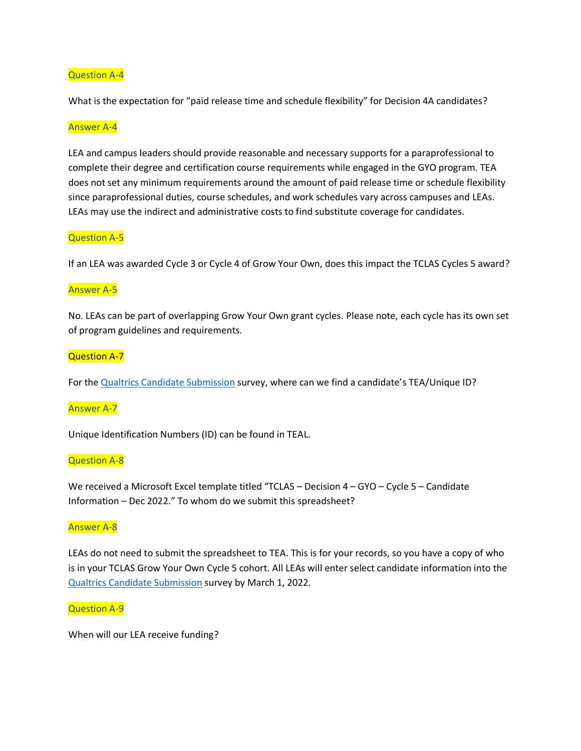Question A-4

What is the expectation for "paid release time and schedule flexibility" for Decision 4A candidates?

Answer A-4

LEA and campus leaders should provide reasonable and necessary supports for a paraprofessional to complete their degree and certification course requirements while engaged in the GYO program. TEA does not set any minimum requirements around the amount of paid release time or schedule flexibility since paraprofessional duties, course schedules, and work schedules vary across campuses and LEAs. LEAs may use the indirect and administrative costs to find substitute coverage for candidates.

Question A-5

If an LEA was awarded Cycle 3 or Cycle 4 of Grow Your Own, does this impact the TCLAS Cycles 5 award?

Answer A-5

No. LEAs can be part of overlapping Grow Your Own grant cycles. Please note, each cycle has its own set of program guidelines and requirements.

Question A-7

For the Qualtrics Candidate Submission survey, where can we find a candidate's TEA/Unique ID?

Answer A-7

Unique Identification Numbers (ID) can be found in TEAL.

Question A-8

We received a Microsoft Excel template titled "TCLAS – Decision 4 – GYO – Cycle 5 – Candidate Information – Dec 2022." To whom do we submit this spreadsheet?

Answer A-8

LEAs do not need to submit the spreadsheet to TEA. This is for your records, so you have a copy of who is in your TCLAS Grow Your Own Cycle 5 cohort. All LEAs will enter select candidate information into the Qualtrics Candidate Submission survey by March 1, 2022.

Question A-9

When will our LEA receive funding?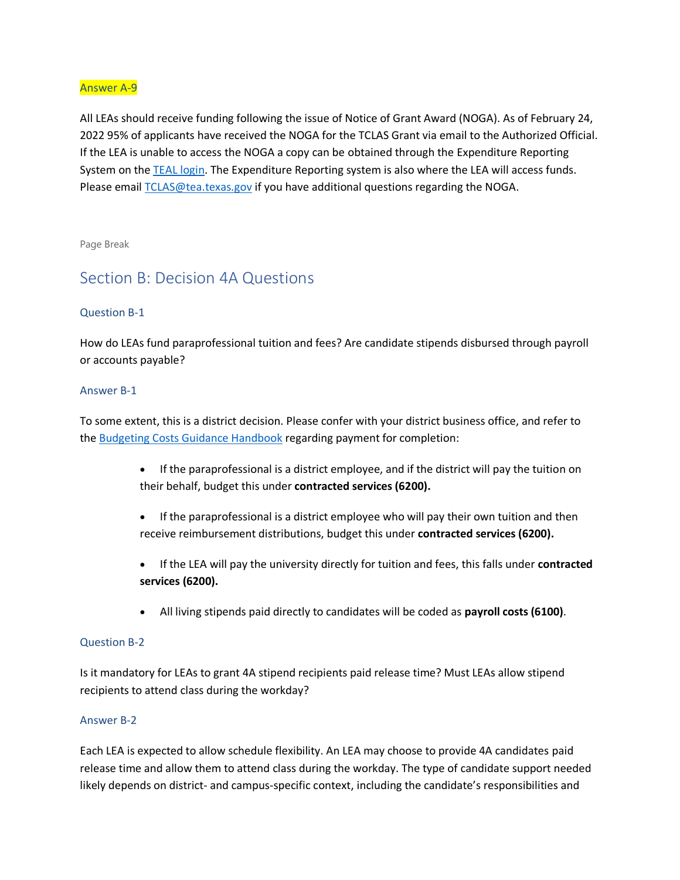Answer A-9

All LEAs should receive funding following the issue of Notice of Grant Award (NOGA). As of February 24, 2022 95% of applicants have received the NOGA for the TCLAS Grant via email to the Authorized Official. If the LEA is unable to access the NOGA a copy can be obtained through the Expenditure Reporting System on the TEAL login. The Expenditure Reporting system is also where the LEA will access funds. Please email TCLAS@tea.texas.gov if you have additional questions regarding the NOGA.

Page Break

## Section B: Decision 4A Questions

### Question B-1

How do LEAs fund paraprofessional tuition and fees? Are candidate stipends disbursed through payroll or accounts payable?

### Answer B-1

To some extent, this is a district decision. Please confer with your district business office, and refer to the Budgeting Costs Guidance Handbook regarding payment for completion:

- If the paraprofessional is a district employee, and if the district will pay the tuition on their behalf, budget this under **contracted services (6200).**
- If the paraprofessional is a district employee who will pay their own tuition and then receive reimbursement distributions, budget this under **contracted services (6200).**
- If the LEA will pay the university directly for tuition and fees, this falls under **contracted services (6200).**
- All living stipends paid directly to candidates will be coded as **payroll costs (6100)**.

### Question B-2

Is it mandatory for LEAs to grant 4A stipend recipients paid release time? Must LEAs allow stipend recipients to attend class during the workday?

### Answer B-2

Each LEA is expected to allow schedule flexibility. An LEA may choose to provide 4A candidates paid release time and allow them to attend class during the workday. The type of candidate support needed likely depends on district- and campus-specific context, including the candidate's responsibilities and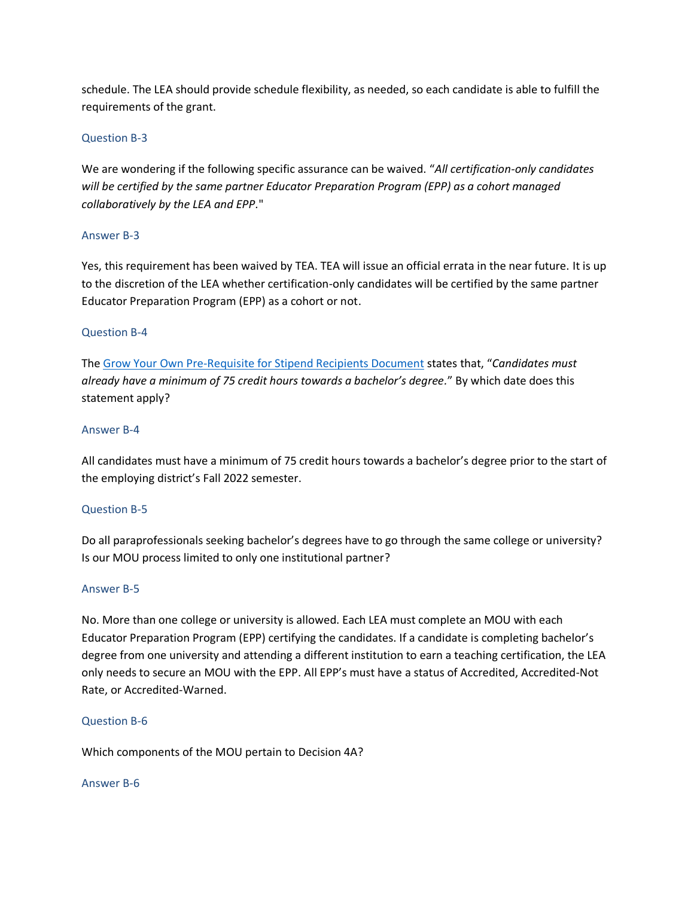schedule. The LEA should provide schedule flexibility, as needed, so each candidate is able to fulfill the requirements of the grant.

### Question B-3

We are wondering if the following specific assurance can be waived. "*All certification-only candidates will be certified by the same partner Educator Preparation Program (EPP) as a cohort managed collaboratively by the LEA and EPP*."

### Answer B-3

Yes, this requirement has been waived by TEA. TEA will issue an official errata in the near future. It is up to the discretion of the LEA whether certification-only candidates will be certified by the same partner Educator Preparation Program (EPP) as a cohort or not.

### Question B-4

The Grow Your Own Pre-Requisite for Stipend Recipients Document states that, "*Candidates must already have a minimum of 75 credit hours towards a bachelor's degree*." By which date does this statement apply?

### Answer B-4

All candidates must have a minimum of 75 credit hours towards a bachelor's degree prior to the start of the employing district's Fall 2022 semester.

### Question B-5

Do all paraprofessionals seeking bachelor's degrees have to go through the same college or university? Is our MOU process limited to only one institutional partner?

### Answer B-5

No. More than one college or university is allowed. Each LEA must complete an MOU with each Educator Preparation Program (EPP) certifying the candidates. If a candidate is completing bachelor's degree from one university and attending a different institution to earn a teaching certification, the LEA only needs to secure an MOU with the EPP. All EPP's must have a status of Accredited, Accredited-Not Rate, or Accredited-Warned.

### Question B-6

Which components of the MOU pertain to Decision 4A?

### Answer B-6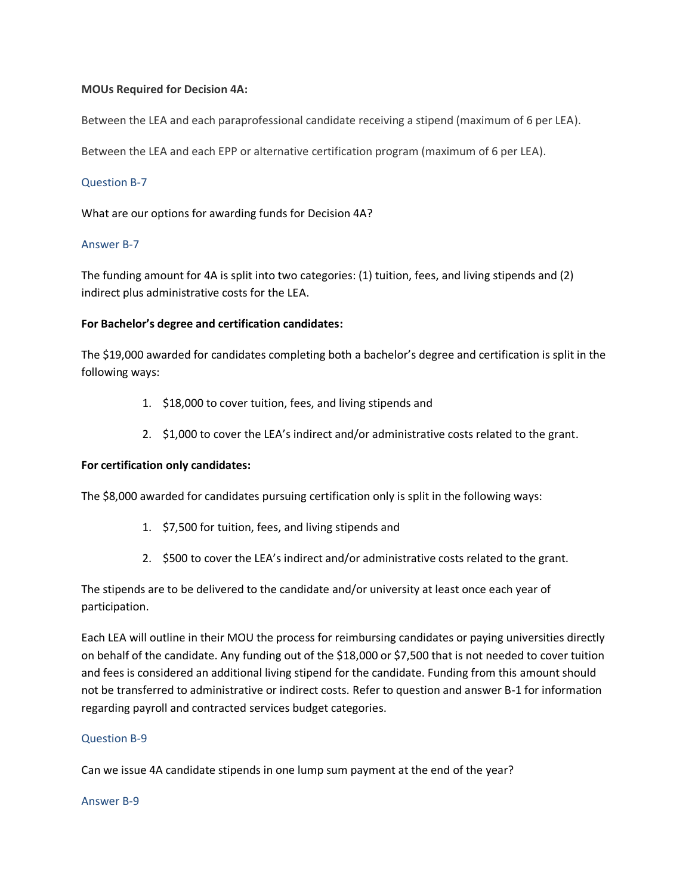**MOUs Required for Decision 4A:**

Between the LEA and each paraprofessional candidate receiving a stipend (maximum of 6 per LEA).

Between the LEA and each EPP or alternative certification program (maximum of 6 per LEA).

### Question B-7

What are our options for awarding funds for Decision 4A?

### Answer B-7

The funding amount for 4A is split into two categories: (1) tuition, fees, and living stipends and (2) indirect plus administrative costs for the LEA.

**For Bachelor's degree and certification candidates:**

The $19,000 awarded for candidates completing both a bachelor's degree and certification is split in the following ways:

1. $18,000 to cover tuition, fees, and living stipends and
2. $1,000 to cover the LEA's indirect and/or administrative costs related to the grant.

**For certification only candidates:**

The $8,000 awarded for candidates pursuing certification only is split in the following ways:

1. $7,500 for tuition, fees, and living stipends and
2. $500 to cover the LEA's indirect and/or administrative costs related to the grant.

The stipends are to be delivered to the candidate and/or university at least once each year of participation.

Each LEA will outline in their MOU the process for reimbursing candidates or paying universities directly on behalf of the candidate. Any funding out of the $18,000 or $7,500 that is not needed to cover tuition and fees is considered an additional living stipend for the candidate. Funding from this amount should not be transferred to administrative or indirect costs. Refer to question and answer B-1 for information regarding payroll and contracted services budget categories.

### Question B-9

Can we issue 4A candidate stipends in one lump sum payment at the end of the year?

### Answer B-9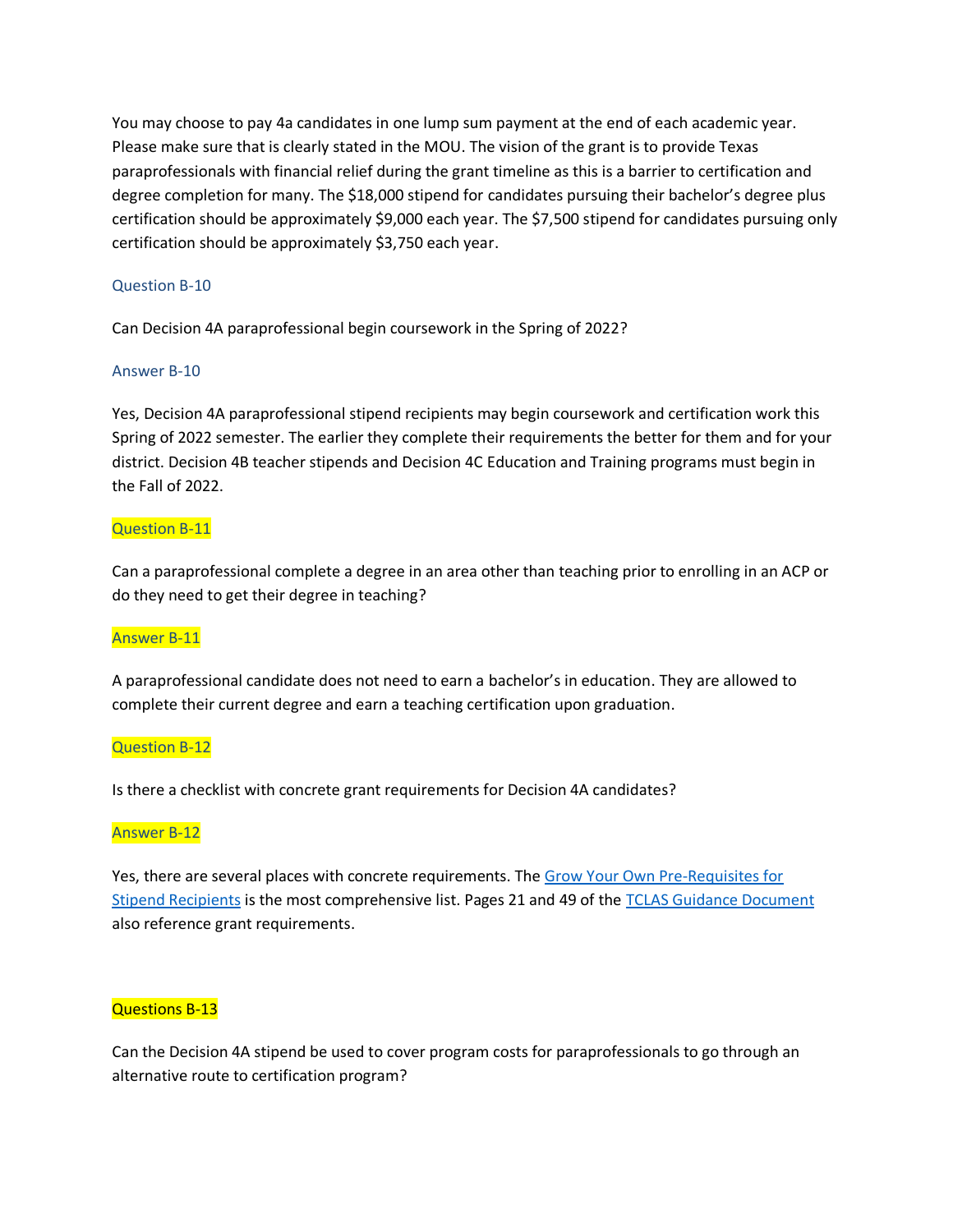You may choose to pay 4a candidates in one lump sum payment at the end of each academic year. Please make sure that is clearly stated in the MOU. The vision of the grant is to provide Texas paraprofessionals with financial relief during the grant timeline as this is a barrier to certification and degree completion for many. The $18,000 stipend for candidates pursuing their bachelor's degree plus certification should be approximately $9,000 each year. The $7,500 stipend for candidates pursuing only certification should be approximately $3,750 each year.

### Question B-10

Can Decision 4A paraprofessional begin coursework in the Spring of 2022?

### Answer B-10

Yes, Decision 4A paraprofessional stipend recipients may begin coursework and certification work this Spring of 2022 semester. The earlier they complete their requirements the better for them and for your district. Decision 4B teacher stipends and Decision 4C Education and Training programs must begin in the Fall of 2022.

### Question B-11

Can a paraprofessional complete a degree in an area other than teaching prior to enrolling in an ACP or do they need to get their degree in teaching?

### Answer B-11

A paraprofessional candidate does not need to earn a bachelor's in education. They are allowed to complete their current degree and earn a teaching certification upon graduation.

### Question B-12

Is there a checklist with concrete grant requirements for Decision 4A candidates?

### Answer B-12

Yes, there are several places with concrete requirements. The Grow Your Own Pre-Requisites for Stipend Recipients is the most comprehensive list. Pages 21 and 49 of the TCLAS Guidance Document also reference grant requirements.

### Questions B-13

Can the Decision 4A stipend be used to cover program costs for paraprofessionals to go through an alternative route to certification program?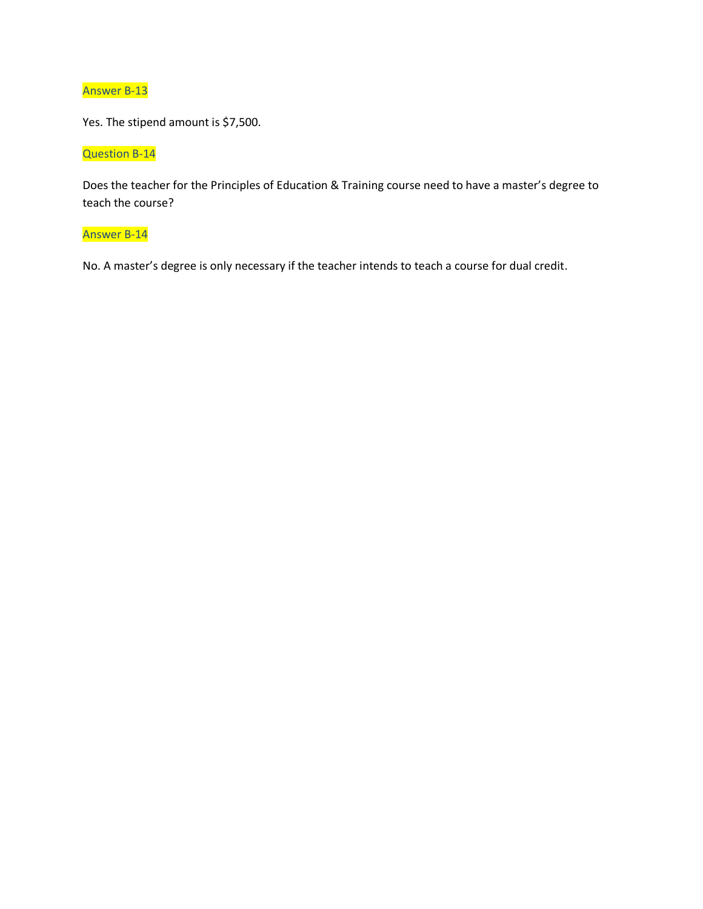### Answer B-13

Yes. The stipend amount is $7,500.

### Question B-14

Does the teacher for the Principles of Education & Training course need to have a master's degree to teach the course?

### Answer B-14

No. A master's degree is only necessary if the teacher intends to teach a course for dual credit.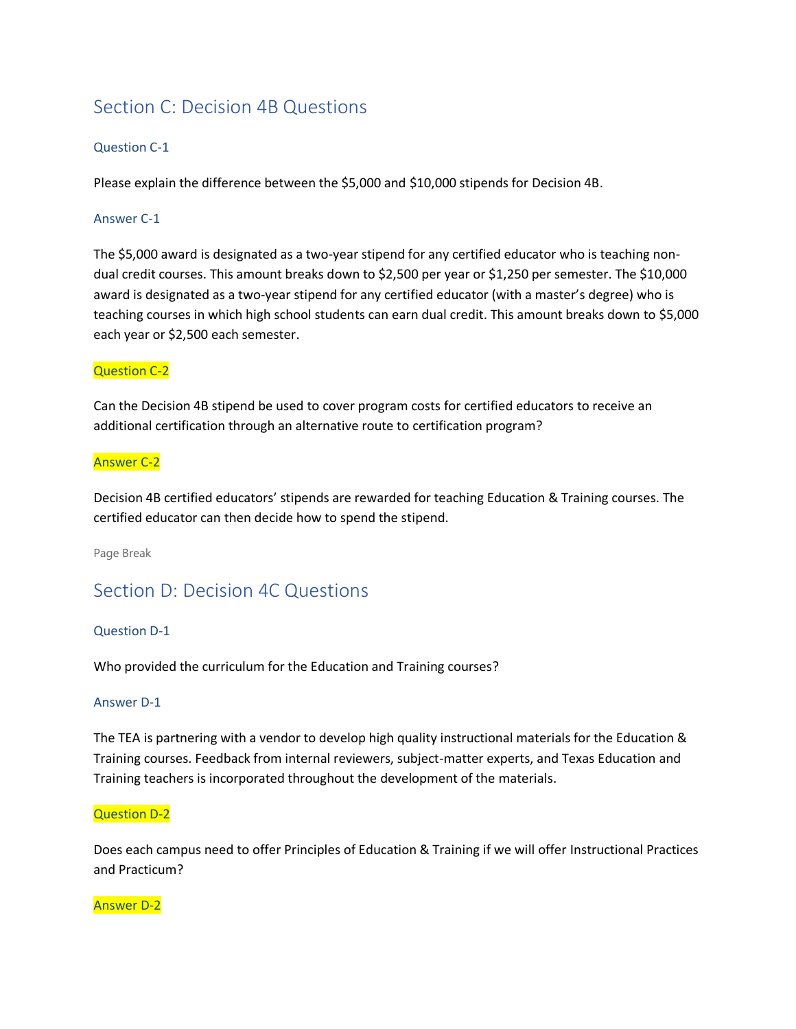## Section C: Decision 4B Questions

### Question C-1

Please explain the difference between the $5,000 and $10,000 stipends for Decision 4B.

### Answer C-1

The $5,000 award is designated as a two-year stipend for any certified educator who is teaching non-dual credit courses. This amount breaks down to $2,500 per year or $1,250 per semester. The $10,000 award is designated as a two-year stipend for any certified educator (with a master's degree) who is teaching courses in which high school students can earn dual credit. This amount breaks down to $5,000 each year or $2,500 each semester.

### Question C-2

Can the Decision 4B stipend be used to cover program costs for certified educators to receive an additional certification through an alternative route to certification program?

### Answer C-2

Decision 4B certified educators' stipends are rewarded for teaching Education & Training courses. The certified educator can then decide how to spend the stipend.

Page Break

## Section D: Decision 4C Questions

### Question D-1

Who provided the curriculum for the Education and Training courses?

### Answer D-1

The TEA is partnering with a vendor to develop high quality instructional materials for the Education & Training courses. Feedback from internal reviewers, subject-matter experts, and Texas Education and Training teachers is incorporated throughout the development of the materials.

### Question D-2

Does each campus need to offer Principles of Education & Training if we will offer Instructional Practices and Practicum?

### Answer D-2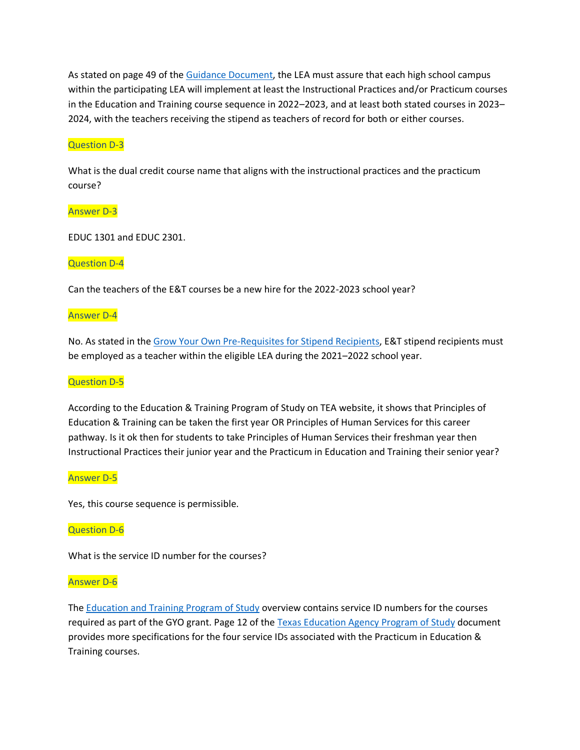As stated on page 49 of the Guidance Document, the LEA must assure that each high school campus within the participating LEA will implement at least the Instructional Practices and/or Practicum courses in the Education and Training course sequence in 2022–2023, and at least both stated courses in 2023–2024, with the teachers receiving the stipend as teachers of record for both or either courses.

Question D-3

What is the dual credit course name that aligns with the instructional practices and the practicum course?

Answer D-3

EDUC 1301 and EDUC 2301.

Question D-4

Can the teachers of the E&T courses be a new hire for the 2022-2023 school year?

Answer D-4

No. As stated in the Grow Your Own Pre-Requisites for Stipend Recipients, E&T stipend recipients must be employed as a teacher within the eligible LEA during the 2021–2022 school year.

Question D-5

According to the Education & Training Program of Study on TEA website, it shows that Principles of Education & Training can be taken the first year OR Principles of Human Services for this career pathway. Is it ok then for students to take Principles of Human Services their freshman year then Instructional Practices their junior year and the Practicum in Education and Training their senior year?

Answer D-5

Yes, this course sequence is permissible.

Question D-6

What is the service ID number for the courses?

Answer D-6

The Education and Training Program of Study overview contains service ID numbers for the courses required as part of the GYO grant. Page 12 of the Texas Education Agency Program of Study document provides more specifications for the four service IDs associated with the Practicum in Education & Training courses.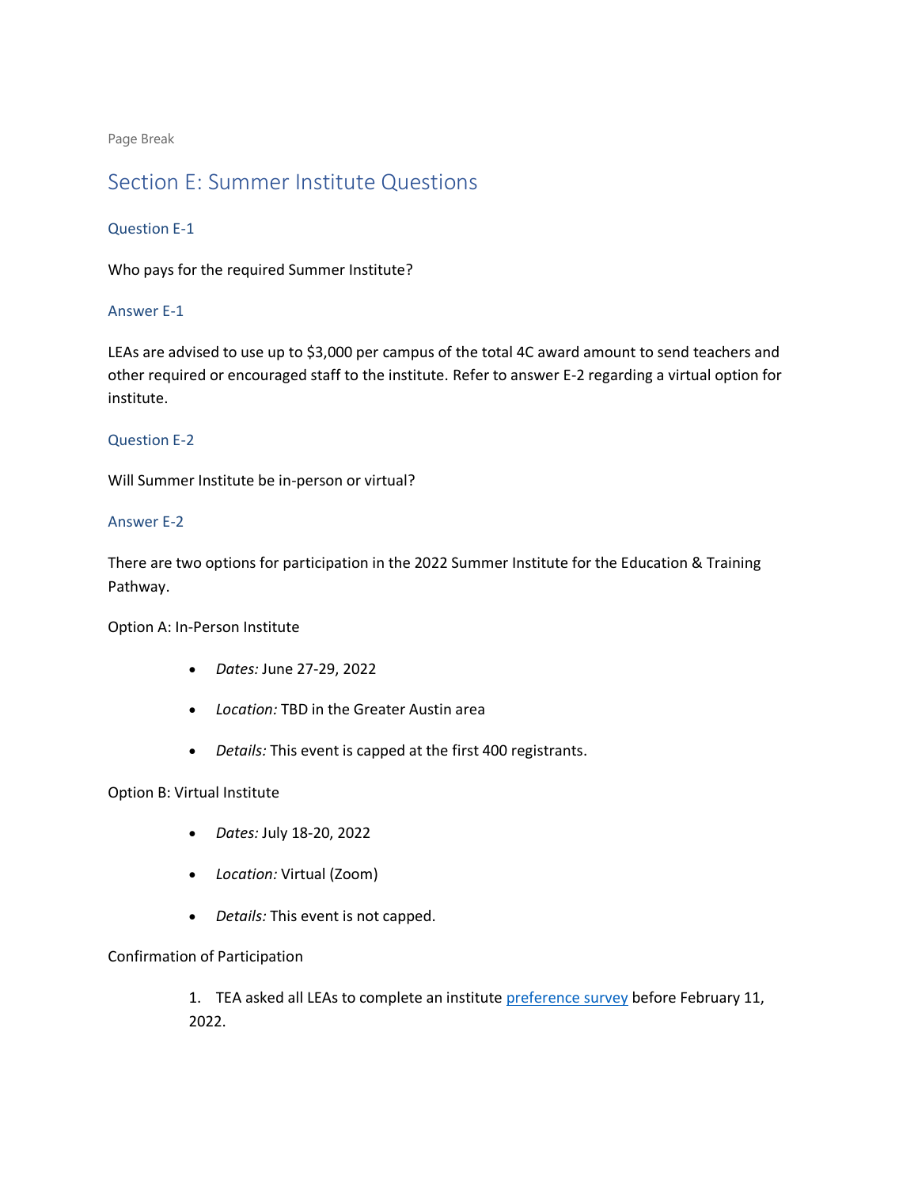Page Break

## Section E: Summer Institute Questions

### Question E-1

Who pays for the required Summer Institute?

### Answer E-1

LEAs are advised to use up to $3,000 per campus of the total 4C award amount to send teachers and other required or encouraged staff to the institute. Refer to answer E-2 regarding a virtual option for institute.

### Question E-2

Will Summer Institute be in-person or virtual?

### Answer E-2

There are two options for participation in the 2022 Summer Institute for the Education & Training Pathway.

Option A: In-Person Institute

- *Dates:* June 27-29, 2022
- *Location:* TBD in the Greater Austin area
- *Details:* This event is capped at the first 400 registrants.

Option B: Virtual Institute

- *Dates:* July 18-20, 2022
- *Location:* Virtual (Zoom)
- *Details:* This event is not capped.

Confirmation of Participation

1. TEA asked all LEAs to complete an institute preference survey before February 11, 2022.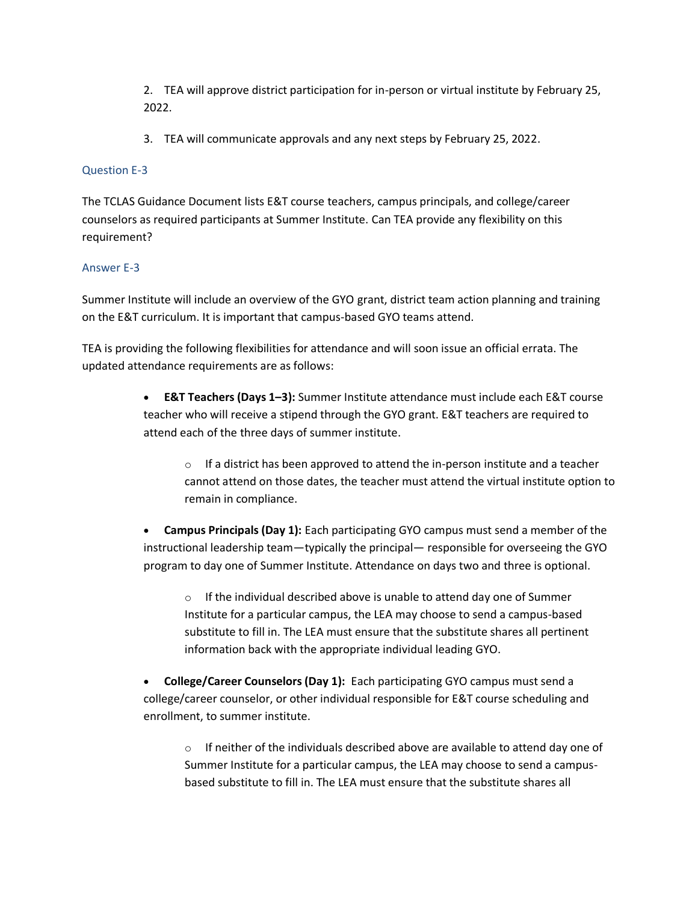2. TEA will approve district participation for in-person or virtual institute by February 25, 2022.

3. TEA will communicate approvals and any next steps by February 25, 2022.

### Question E-3

The TCLAS Guidance Document lists E&T course teachers, campus principals, and college/career counselors as required participants at Summer Institute. Can TEA provide any flexibility on this requirement?

### Answer E-3

Summer Institute will include an overview of the GYO grant, district team action planning and training on the E&T curriculum. It is important that campus-based GYO teams attend.

TEA is providing the following flexibilities for attendance and will soon issue an official errata. The updated attendance requirements are as follows:

- **E&T Teachers (Days 1–3):** Summer Institute attendance must include each E&T course teacher who will receive a stipend through the GYO grant. E&T teachers are required to attend each of the three days of summer institute.
  - If a district has been approved to attend the in-person institute and a teacher cannot attend on those dates, the teacher must attend the virtual institute option to remain in compliance.
- **Campus Principals (Day 1):** Each participating GYO campus must send a member of the instructional leadership team—typically the principal— responsible for overseeing the GYO program to day one of Summer Institute. Attendance on days two and three is optional.
  - If the individual described above is unable to attend day one of Summer Institute for a particular campus, the LEA may choose to send a campus-based substitute to fill in. The LEA must ensure that the substitute shares all pertinent information back with the appropriate individual leading GYO.
- **College/Career Counselors (Day 1):** Each participating GYO campus must send a college/career counselor, or other individual responsible for E&T course scheduling and enrollment, to summer institute.
  - If neither of the individuals described above are available to attend day one of Summer Institute for a particular campus, the LEA may choose to send a campus-based substitute to fill in. The LEA must ensure that the substitute shares all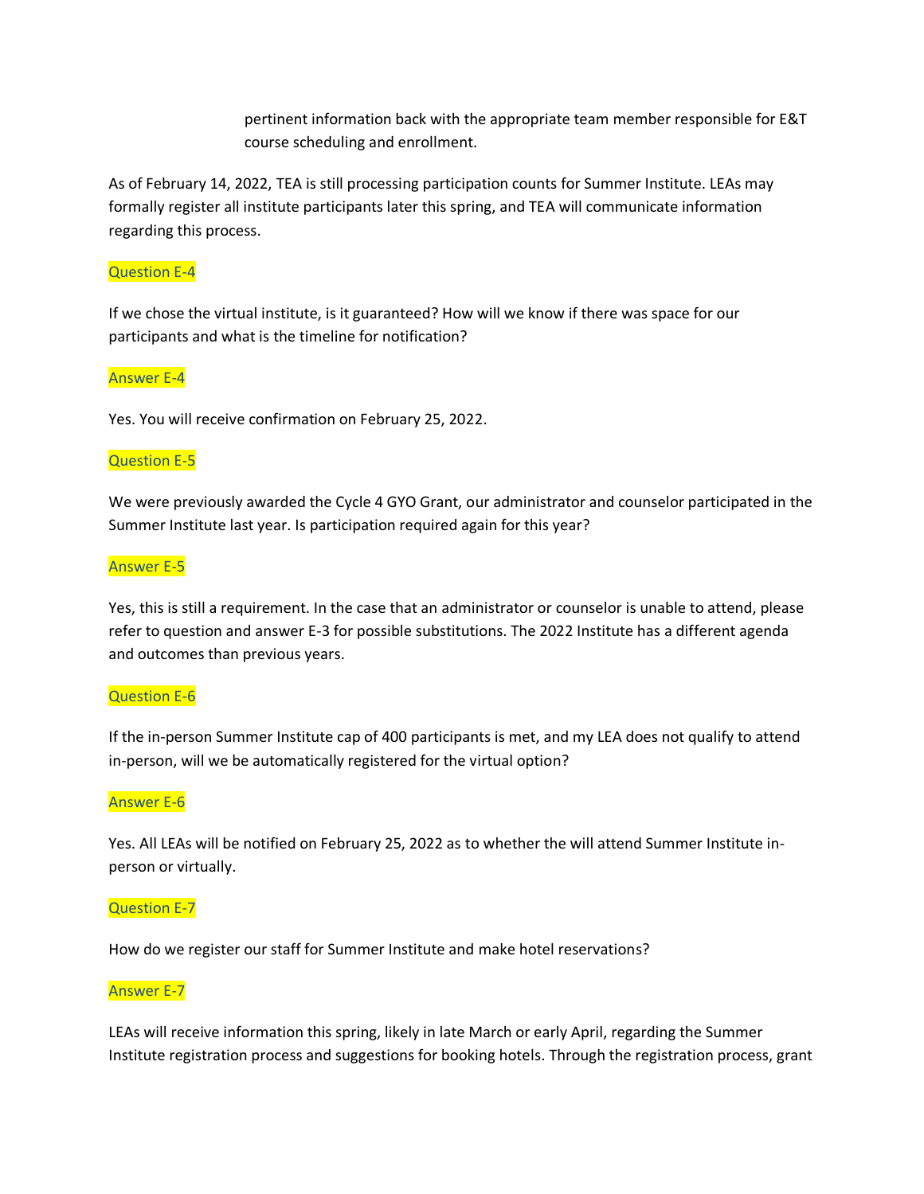pertinent information back with the appropriate team member responsible for E&T course scheduling and enrollment.

As of February 14, 2022, TEA is still processing participation counts for Summer Institute. LEAs may formally register all institute participants later this spring, and TEA will communicate information regarding this process.

Question E-4

If we chose the virtual institute, is it guaranteed? How will we know if there was space for our participants and what is the timeline for notification?

Answer E-4

Yes. You will receive confirmation on February 25, 2022.

Question E-5

We were previously awarded the Cycle 4 GYO Grant, our administrator and counselor participated in the Summer Institute last year. Is participation required again for this year?

Answer E-5

Yes, this is still a requirement. In the case that an administrator or counselor is unable to attend, please refer to question and answer E-3 for possible substitutions. The 2022 Institute has a different agenda and outcomes than previous years.

Question E-6

If the in-person Summer Institute cap of 400 participants is met, and my LEA does not qualify to attend in-person, will we be automatically registered for the virtual option?

Answer E-6

Yes. All LEAs will be notified on February 25, 2022 as to whether the will attend Summer Institute in-person or virtually.

Question E-7

How do we register our staff for Summer Institute and make hotel reservations?

Answer E-7

LEAs will receive information this spring, likely in late March or early April, regarding the Summer Institute registration process and suggestions for booking hotels. Through the registration process, grant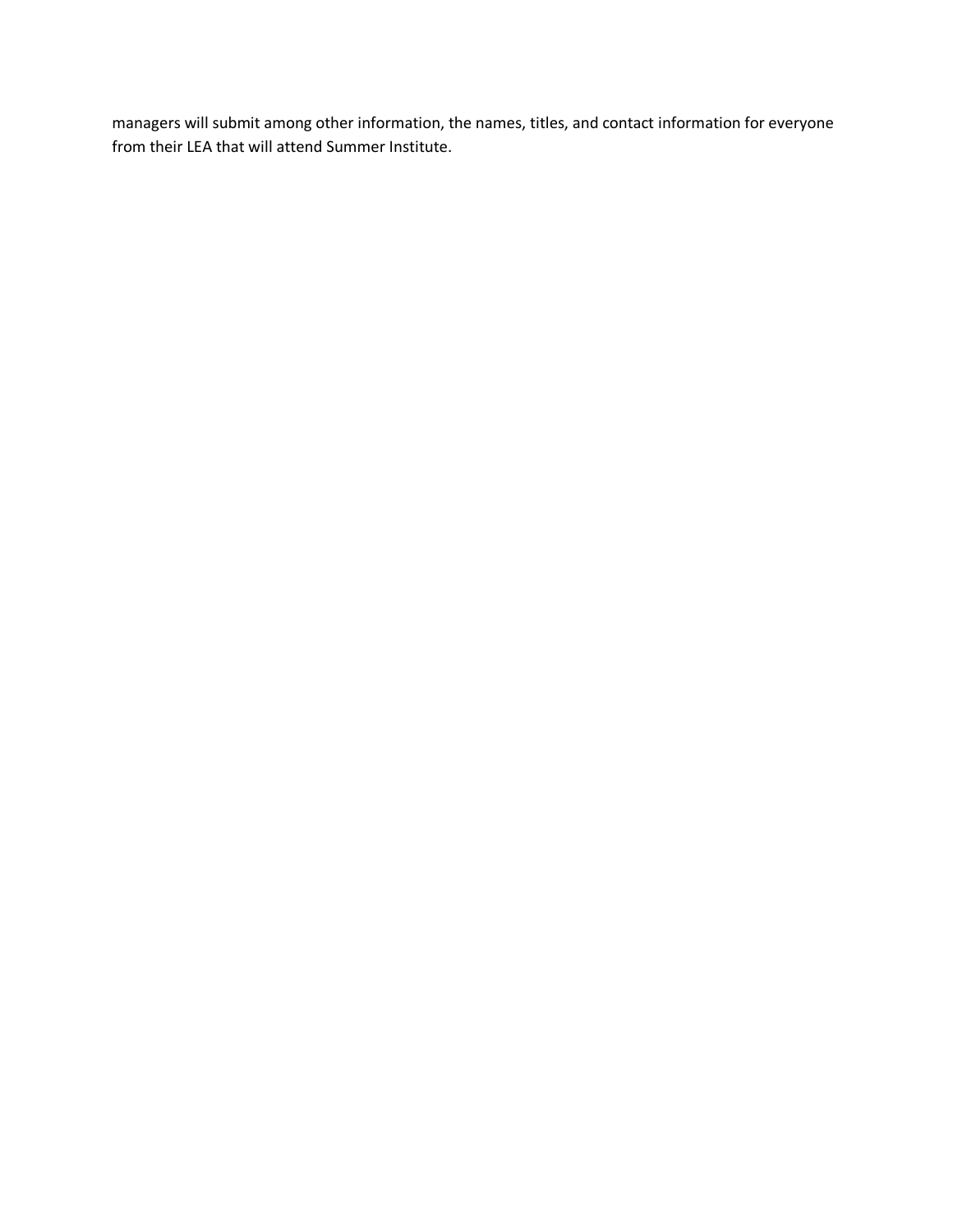managers will submit among other information, the names, titles, and contact information for everyone from their LEA that will attend Summer Institute.